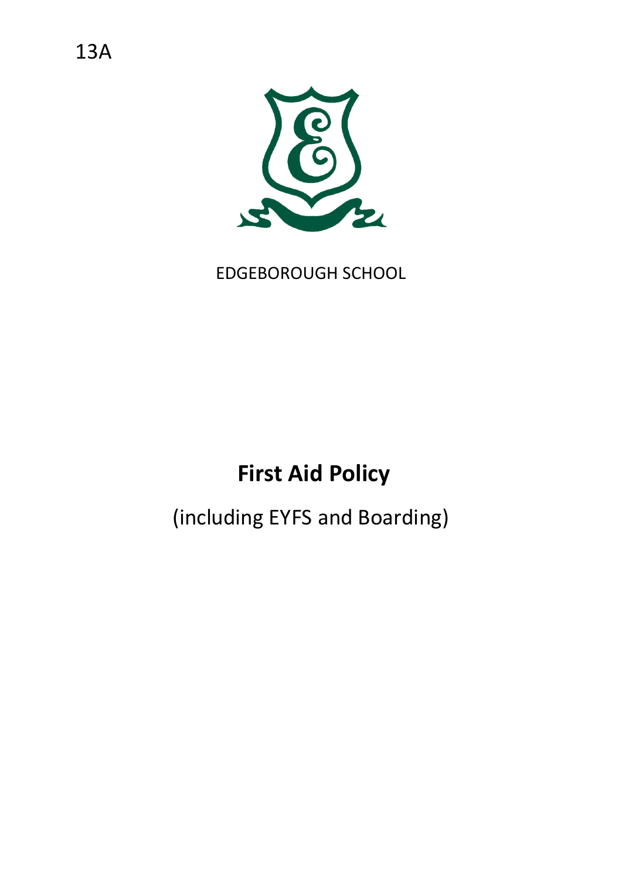13A

EDGEBOROUGH SCHOOL

# First Aid Policy

(including EYFS and Boarding)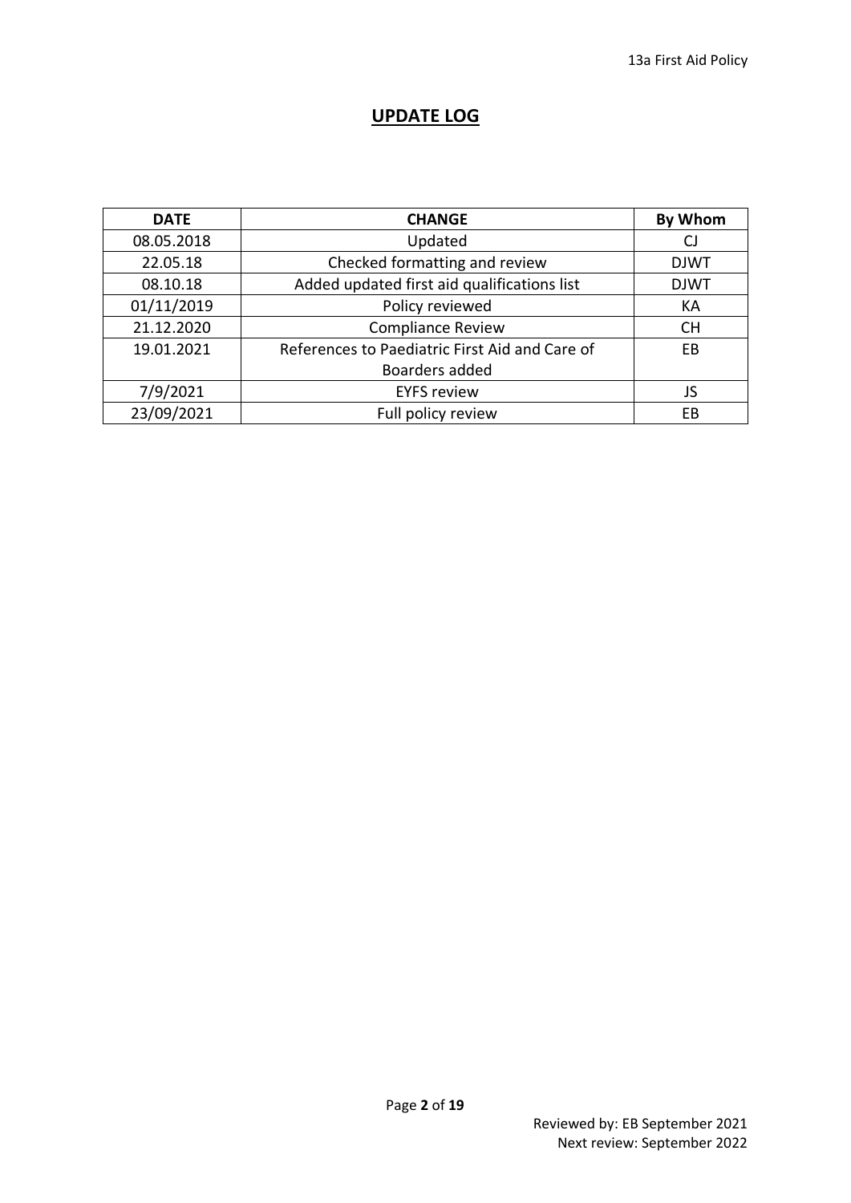## UPDATE LOG

| DATE | CHANGE | By Whom |
|---|---|---|
| 08.05.2018 | Updated | CJ |
| 22.05.18 | Checked formatting and review | DJWT |
| 08.10.18 | Added updated first aid qualifications list | DJWT |
| 01/11/2019 | Policy reviewed | KA |
| 21.12.2020 | Compliance Review | CH |
| 19.01.2021 | References to Paediatric First Aid and Care of Boarders added | EB |
| 7/9/2021 | EYFS review | JS |
| 23/09/2021 | Full policy review | EB |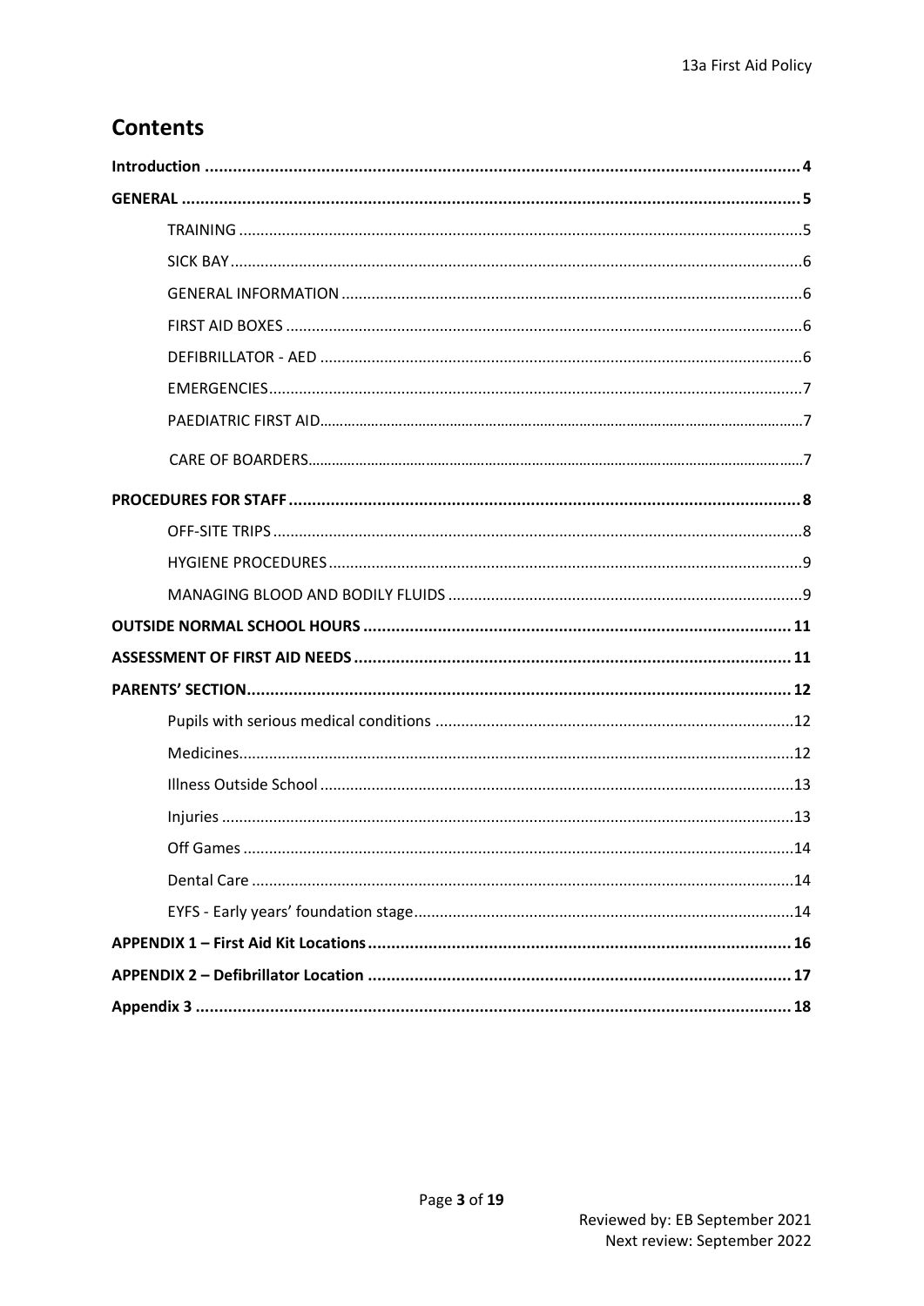## Contents

- **Introduction** ... **4**
- **GENERAL** ... **5**
  - TRAINING ... 5
  - SICK BAY ... 6
  - GENERAL INFORMATION ... 6
  - FIRST AID BOXES ... 6
  - DEFIBRILLATOR - AED ... 6
  - EMERGENCIES ... 7
  - PAEDIATRIC FIRST AID ... 7
  - CARE OF BOARDERS ... 7
- **PROCEDURES FOR STAFF** ... **8**
  - OFF-SITE TRIPS ... 8
  - HYGIENE PROCEDURES ... 9
  - MANAGING BLOOD AND BODILY FLUIDS ... 9
- **OUTSIDE NORMAL SCHOOL HOURS** ... **11**
- **ASSESSMENT OF FIRST AID NEEDS** ... **11**
- **PARENTS' SECTION** ... **12**
  - Pupils with serious medical conditions ... 12
  - Medicines ... 12
  - Illness Outside School ... 13
  - Injuries ... 13
  - Off Games ... 14
  - Dental Care ... 14
  - EYFS - Early years' foundation stage ... 14
- **APPENDIX 1 – First Aid Kit Locations** ... **16**
- **APPENDIX 2 – Defibrillator Location** ... **17**
- **Appendix 3** ... **18**

Reviewed by: EB September 2021
Next review: September 2022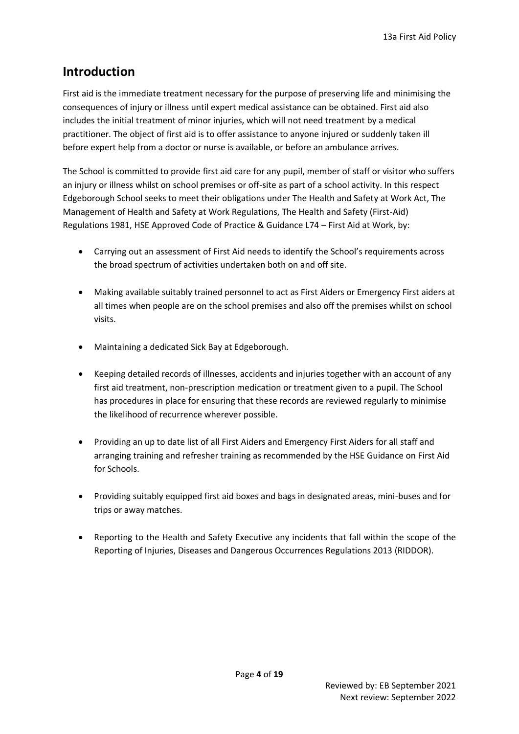## Introduction

First aid is the immediate treatment necessary for the purpose of preserving life and minimising the consequences of injury or illness until expert medical assistance can be obtained. First aid also includes the initial treatment of minor injuries, which will not need treatment by a medical practitioner. The object of first aid is to offer assistance to anyone injured or suddenly taken ill before expert help from a doctor or nurse is available, or before an ambulance arrives.

The School is committed to provide first aid care for any pupil, member of staff or visitor who suffers an injury or illness whilst on school premises or off-site as part of a school activity. In this respect Edgeborough School seeks to meet their obligations under The Health and Safety at Work Act, The Management of Health and Safety at Work Regulations, The Health and Safety (First-Aid) Regulations 1981, HSE Approved Code of Practice & Guidance L74 – First Aid at Work, by:

- Carrying out an assessment of First Aid needs to identify the School's requirements across the broad spectrum of activities undertaken both on and off site.
- Making available suitably trained personnel to act as First Aiders or Emergency First aiders at all times when people are on the school premises and also off the premises whilst on school visits.
- Maintaining a dedicated Sick Bay at Edgeborough.
- Keeping detailed records of illnesses, accidents and injuries together with an account of any first aid treatment, non-prescription medication or treatment given to a pupil. The School has procedures in place for ensuring that these records are reviewed regularly to minimise the likelihood of recurrence wherever possible.
- Providing an up to date list of all First Aiders and Emergency First Aiders for all staff and arranging training and refresher training as recommended by the HSE Guidance on First Aid for Schools.
- Providing suitably equipped first aid boxes and bags in designated areas, mini-buses and for trips or away matches.
- Reporting to the Health and Safety Executive any incidents that fall within the scope of the Reporting of Injuries, Diseases and Dangerous Occurrences Regulations 2013 (RIDDOR).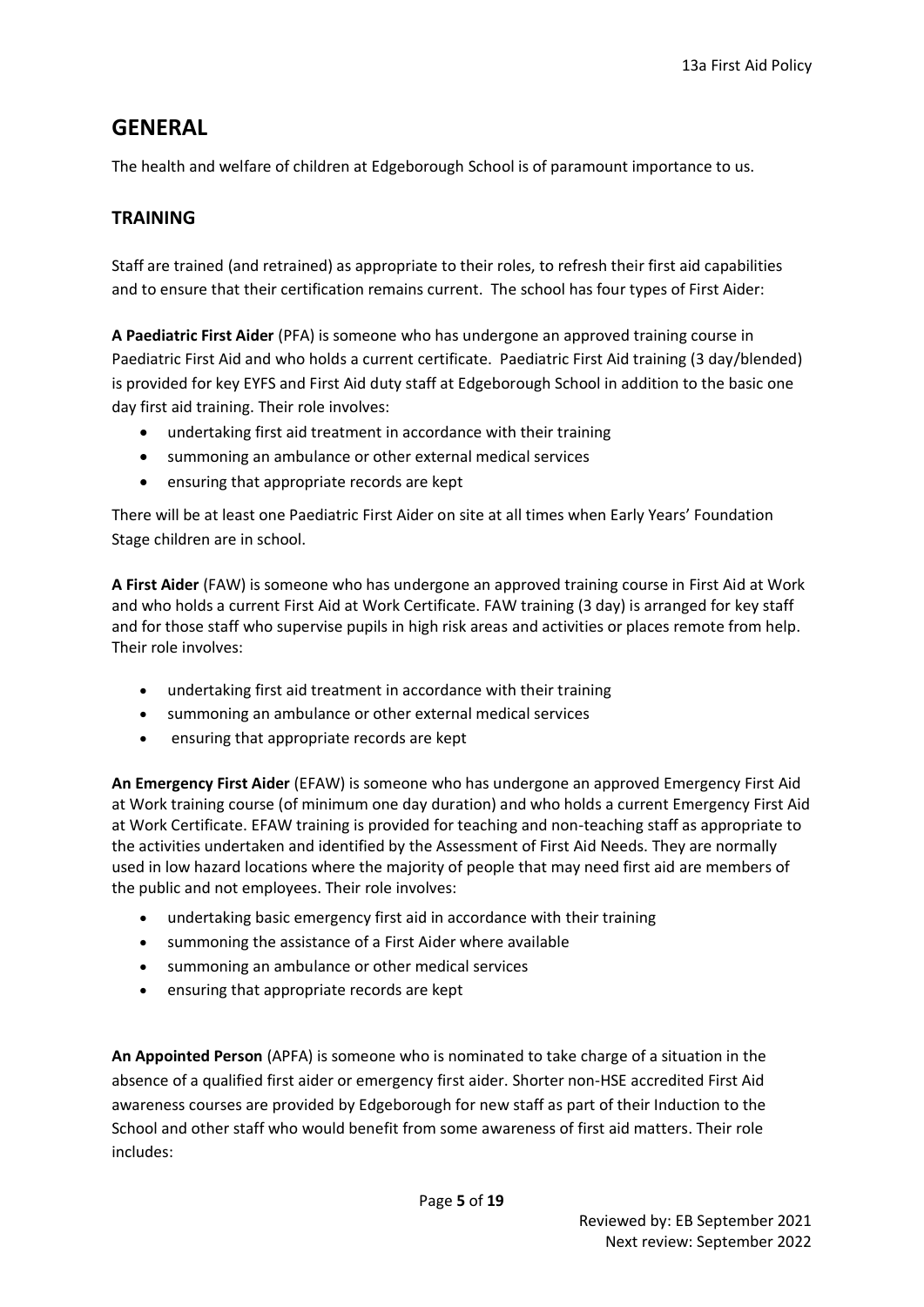# GENERAL

The health and welfare of children at Edgeborough School is of paramount importance to us.

## TRAINING

Staff are trained (and retrained) as appropriate to their roles, to refresh their first aid capabilities and to ensure that their certification remains current. The school has four types of First Aider:

**A Paediatric First Aider** (PFA) is someone who has undergone an approved training course in Paediatric First Aid and who holds a current certificate. Paediatric First Aid training (3 day/blended) is provided for key EYFS and First Aid duty staff at Edgeborough School in addition to the basic one day first aid training. Their role involves:

- undertaking first aid treatment in accordance with their training
- summoning an ambulance or other external medical services
- ensuring that appropriate records are kept

There will be at least one Paediatric First Aider on site at all times when Early Years' Foundation Stage children are in school.

**A First Aider** (FAW) is someone who has undergone an approved training course in First Aid at Work and who holds a current First Aid at Work Certificate. FAW training (3 day) is arranged for key staff and for those staff who supervise pupils in high risk areas and activities or places remote from help. Their role involves:

- undertaking first aid treatment in accordance with their training
- summoning an ambulance or other external medical services
- ensuring that appropriate records are kept

**An Emergency First Aider** (EFAW) is someone who has undergone an approved Emergency First Aid at Work training course (of minimum one day duration) and who holds a current Emergency First Aid at Work Certificate. EFAW training is provided for teaching and non-teaching staff as appropriate to the activities undertaken and identified by the Assessment of First Aid Needs. They are normally used in low hazard locations where the majority of people that may need first aid are members of the public and not employees. Their role involves:

- undertaking basic emergency first aid in accordance with their training
- summoning the assistance of a First Aider where available
- summoning an ambulance or other medical services
- ensuring that appropriate records are kept

**An Appointed Person** (APFA) is someone who is nominated to take charge of a situation in the absence of a qualified first aider or emergency first aider. Shorter non-HSE accredited First Aid awareness courses are provided by Edgeborough for new staff as part of their Induction to the School and other staff who would benefit from some awareness of first aid matters. Their role includes: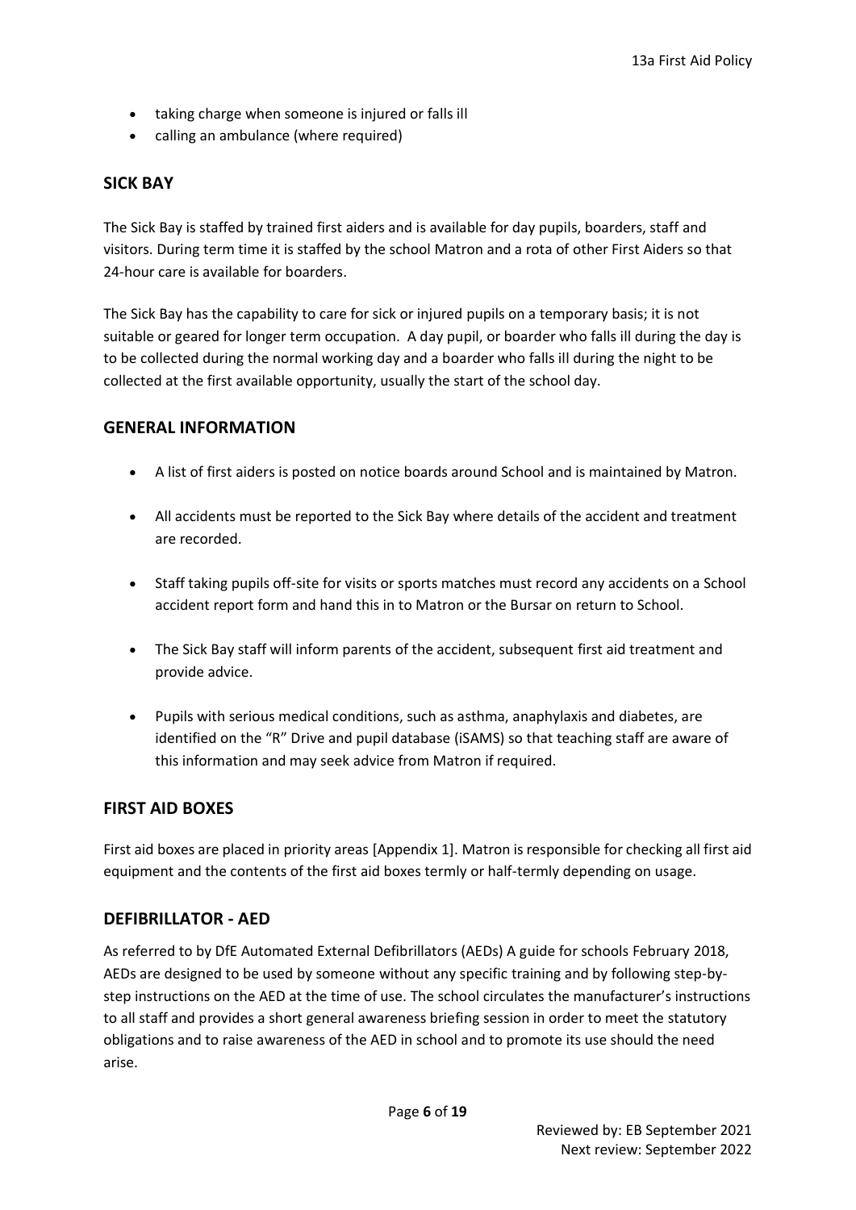- taking charge when someone is injured or falls ill
- calling an ambulance (where required)

## SICK BAY

The Sick Bay is staffed by trained first aiders and is available for day pupils, boarders, staff and visitors. During term time it is staffed by the school Matron and a rota of other First Aiders so that 24-hour care is available for boarders.

The Sick Bay has the capability to care for sick or injured pupils on a temporary basis; it is not suitable or geared for longer term occupation. A day pupil, or boarder who falls ill during the day is to be collected during the normal working day and a boarder who falls ill during the night to be collected at the first available opportunity, usually the start of the school day.

## GENERAL INFORMATION

- A list of first aiders is posted on notice boards around School and is maintained by Matron.
- All accidents must be reported to the Sick Bay where details of the accident and treatment are recorded.
- Staff taking pupils off-site for visits or sports matches must record any accidents on a School accident report form and hand this in to Matron or the Bursar on return to School.
- The Sick Bay staff will inform parents of the accident, subsequent first aid treatment and provide advice.
- Pupils with serious medical conditions, such as asthma, anaphylaxis and diabetes, are identified on the "R" Drive and pupil database (iSAMS) so that teaching staff are aware of this information and may seek advice from Matron if required.

## FIRST AID BOXES

First aid boxes are placed in priority areas [Appendix 1]. Matron is responsible for checking all first aid equipment and the contents of the first aid boxes termly or half-termly depending on usage.

## DEFIBRILLATOR - AED

As referred to by DfE Automated External Defibrillators (AEDs) A guide for schools February 2018, AEDs are designed to be used by someone without any specific training and by following step-by-step instructions on the AED at the time of use. The school circulates the manufacturer's instructions to all staff and provides a short general awareness briefing session in order to meet the statutory obligations and to raise awareness of the AED in school and to promote its use should the need arise.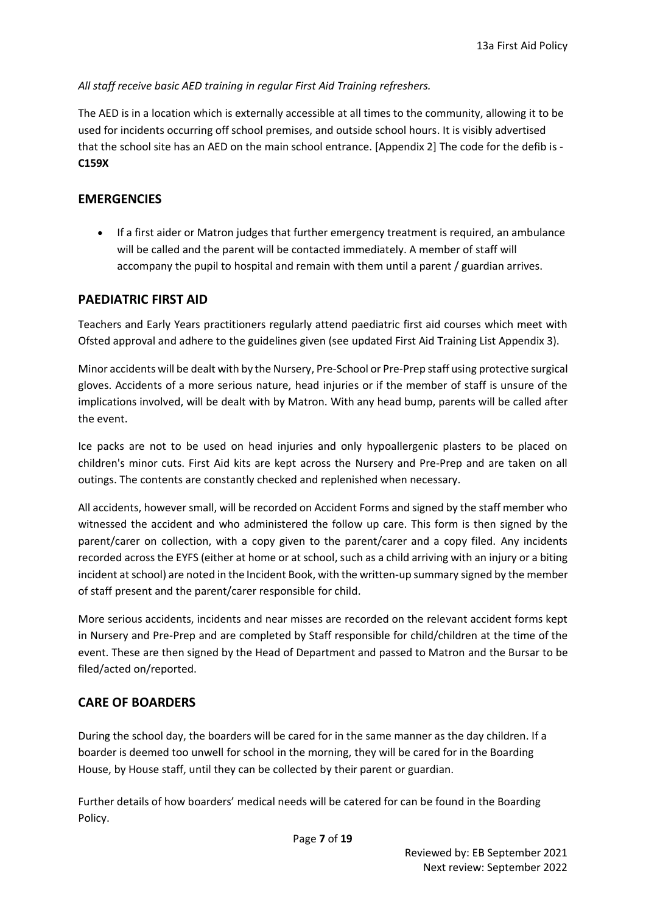*All staff receive basic AED training in regular First Aid Training refreshers.*

The AED is in a location which is externally accessible at all times to the community, allowing it to be used for incidents occurring off school premises, and outside school hours. It is visibly advertised that the school site has an AED on the main school entrance. [Appendix 2] The code for the defib is - **C159X**

## EMERGENCIES

- If a first aider or Matron judges that further emergency treatment is required, an ambulance will be called and the parent will be contacted immediately. A member of staff will accompany the pupil to hospital and remain with them until a parent / guardian arrives.

## PAEDIATRIC FIRST AID

Teachers and Early Years practitioners regularly attend paediatric first aid courses which meet with Ofsted approval and adhere to the guidelines given (see updated First Aid Training List Appendix 3).

Minor accidents will be dealt with by the Nursery, Pre-School or Pre-Prep staff using protective surgical gloves. Accidents of a more serious nature, head injuries or if the member of staff is unsure of the implications involved, will be dealt with by Matron. With any head bump, parents will be called after the event.

Ice packs are not to be used on head injuries and only hypoallergenic plasters to be placed on children's minor cuts. First Aid kits are kept across the Nursery and Pre-Prep and are taken on all outings. The contents are constantly checked and replenished when necessary.

All accidents, however small, will be recorded on Accident Forms and signed by the staff member who witnessed the accident and who administered the follow up care. This form is then signed by the parent/carer on collection, with a copy given to the parent/carer and a copy filed. Any incidents recorded across the EYFS (either at home or at school, such as a child arriving with an injury or a biting incident at school) are noted in the Incident Book, with the written-up summary signed by the member of staff present and the parent/carer responsible for child.

More serious accidents, incidents and near misses are recorded on the relevant accident forms kept in Nursery and Pre-Prep and are completed by Staff responsible for child/children at the time of the event. These are then signed by the Head of Department and passed to Matron and the Bursar to be filed/acted on/reported.

## CARE OF BOARDERS

During the school day, the boarders will be cared for in the same manner as the day children. If a boarder is deemed too unwell for school in the morning, they will be cared for in the Boarding House, by House staff, until they can be collected by their parent or guardian.

Further details of how boarders' medical needs will be catered for can be found in the Boarding Policy.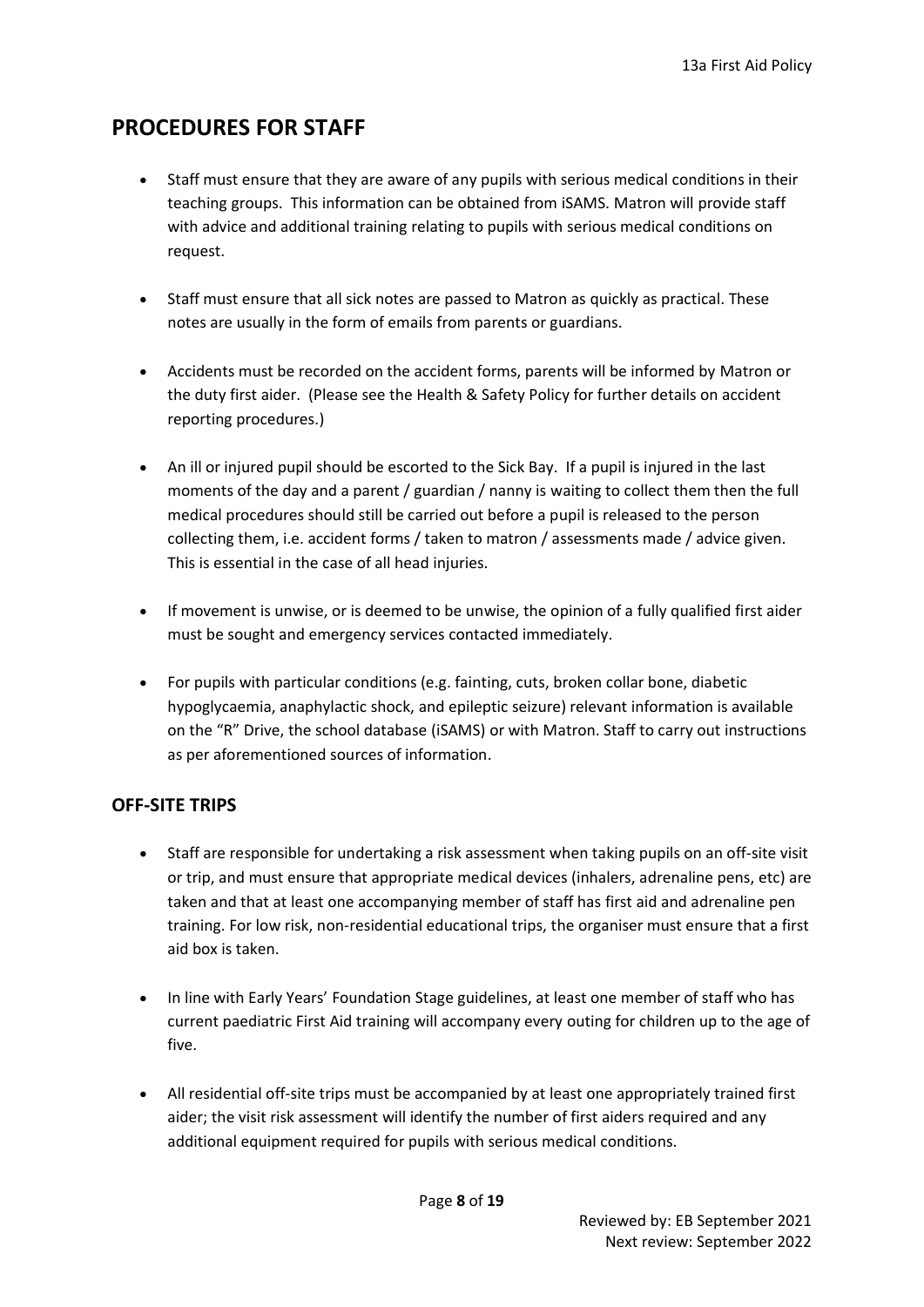## PROCEDURES FOR STAFF

- Staff must ensure that they are aware of any pupils with serious medical conditions in their teaching groups. This information can be obtained from iSAMS. Matron will provide staff with advice and additional training relating to pupils with serious medical conditions on request.
- Staff must ensure that all sick notes are passed to Matron as quickly as practical. These notes are usually in the form of emails from parents or guardians.
- Accidents must be recorded on the accident forms, parents will be informed by Matron or the duty first aider. (Please see the Health & Safety Policy for further details on accident reporting procedures.)
- An ill or injured pupil should be escorted to the Sick Bay. If a pupil is injured in the last moments of the day and a parent / guardian / nanny is waiting to collect them then the full medical procedures should still be carried out before a pupil is released to the person collecting them, i.e. accident forms / taken to matron / assessments made / advice given. This is essential in the case of all head injuries.
- If movement is unwise, or is deemed to be unwise, the opinion of a fully qualified first aider must be sought and emergency services contacted immediately.
- For pupils with particular conditions (e.g. fainting, cuts, broken collar bone, diabetic hypoglycaemia, anaphylactic shock, and epileptic seizure) relevant information is available on the "R" Drive, the school database (iSAMS) or with Matron. Staff to carry out instructions as per aforementioned sources of information.

### OFF-SITE TRIPS

- Staff are responsible for undertaking a risk assessment when taking pupils on an off-site visit or trip, and must ensure that appropriate medical devices (inhalers, adrenaline pens, etc) are taken and that at least one accompanying member of staff has first aid and adrenaline pen training. For low risk, non-residential educational trips, the organiser must ensure that a first aid box is taken.
- In line with Early Years' Foundation Stage guidelines, at least one member of staff who has current paediatric First Aid training will accompany every outing for children up to the age of five.
- All residential off-site trips must be accompanied by at least one appropriately trained first aider; the visit risk assessment will identify the number of first aiders required and any additional equipment required for pupils with serious medical conditions.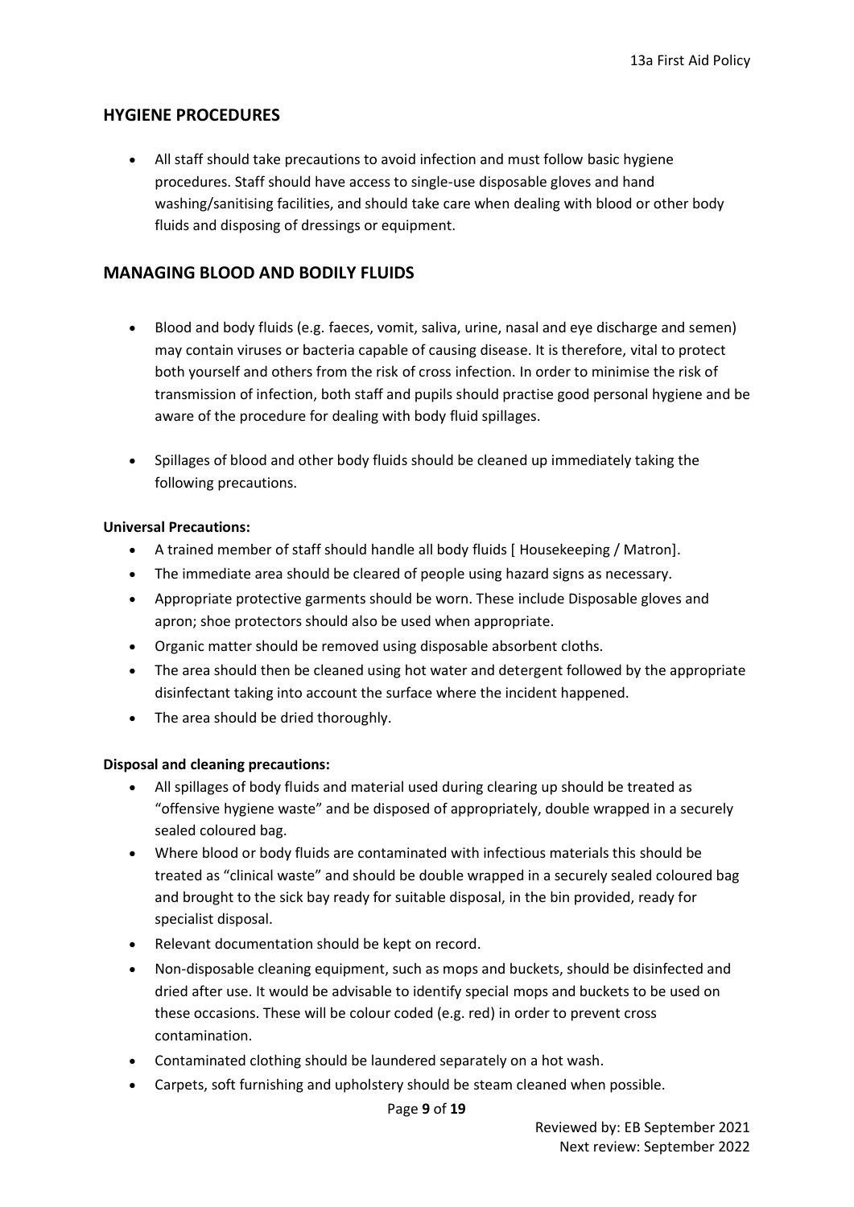## HYGIENE PROCEDURES

- All staff should take precautions to avoid infection and must follow basic hygiene procedures. Staff should have access to single-use disposable gloves and hand washing/sanitising facilities, and should take care when dealing with blood or other body fluids and disposing of dressings or equipment.

## MANAGING BLOOD AND BODILY FLUIDS

- Blood and body fluids (e.g. faeces, vomit, saliva, urine, nasal and eye discharge and semen) may contain viruses or bacteria capable of causing disease. It is therefore, vital to protect both yourself and others from the risk of cross infection. In order to minimise the risk of transmission of infection, both staff and pupils should practise good personal hygiene and be aware of the procedure for dealing with body fluid spillages.

- Spillages of blood and other body fluids should be cleaned up immediately taking the following precautions.

**Universal Precautions:**

- A trained member of staff should handle all body fluids [ Housekeeping / Matron].
- The immediate area should be cleared of people using hazard signs as necessary.
- Appropriate protective garments should be worn. These include Disposable gloves and apron; shoe protectors should also be used when appropriate.
- Organic matter should be removed using disposable absorbent cloths.
- The area should then be cleaned using hot water and detergent followed by the appropriate disinfectant taking into account the surface where the incident happened.
- The area should be dried thoroughly.

**Disposal and cleaning precautions:**

- All spillages of body fluids and material used during clearing up should be treated as "offensive hygiene waste" and be disposed of appropriately, double wrapped in a securely sealed coloured bag.
- Where blood or body fluids are contaminated with infectious materials this should be treated as "clinical waste" and should be double wrapped in a securely sealed coloured bag and brought to the sick bay ready for suitable disposal, in the bin provided, ready for specialist disposal.
- Relevant documentation should be kept on record.
- Non-disposable cleaning equipment, such as mops and buckets, should be disinfected and dried after use. It would be advisable to identify special mops and buckets to be used on these occasions. These will be colour coded (e.g. red) in order to prevent cross contamination.
- Contaminated clothing should be laundered separately on a hot wash.
- Carpets, soft furnishing and upholstery should be steam cleaned when possible.

Reviewed by: EB September 2021
Next review: September 2022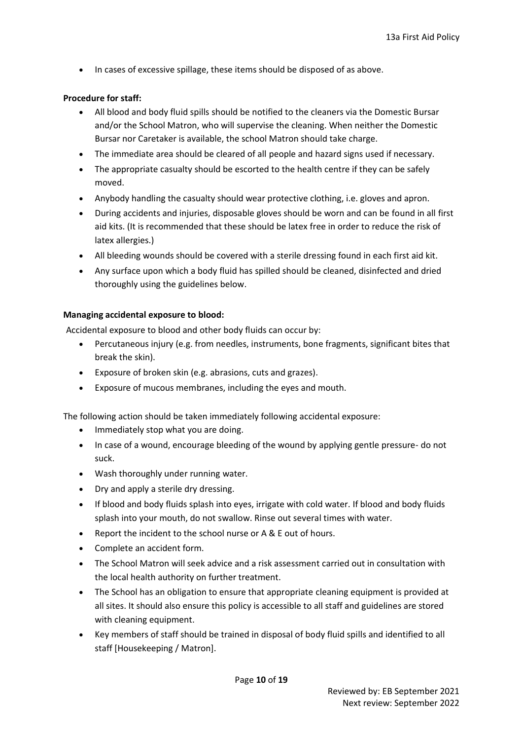- In cases of excessive spillage, these items should be disposed of as above.

**Procedure for staff:**

- All blood and body fluid spills should be notified to the cleaners via the Domestic Bursar and/or the School Matron, who will supervise the cleaning. When neither the Domestic Bursar nor Caretaker is available, the school Matron should take charge.
- The immediate area should be cleared of all people and hazard signs used if necessary.
- The appropriate casualty should be escorted to the health centre if they can be safely moved.
- Anybody handling the casualty should wear protective clothing, i.e. gloves and apron.
- During accidents and injuries, disposable gloves should be worn and can be found in all first aid kits. (It is recommended that these should be latex free in order to reduce the risk of latex allergies.)
- All bleeding wounds should be covered with a sterile dressing found in each first aid kit.
- Any surface upon which a body fluid has spilled should be cleaned, disinfected and dried thoroughly using the guidelines below.

**Managing accidental exposure to blood:**

Accidental exposure to blood and other body fluids can occur by:

- Percutaneous injury (e.g. from needles, instruments, bone fragments, significant bites that break the skin).
- Exposure of broken skin (e.g. abrasions, cuts and grazes).
- Exposure of mucous membranes, including the eyes and mouth.

The following action should be taken immediately following accidental exposure:

- Immediately stop what you are doing.
- In case of a wound, encourage bleeding of the wound by applying gentle pressure- do not suck.
- Wash thoroughly under running water.
- Dry and apply a sterile dry dressing.
- If blood and body fluids splash into eyes, irrigate with cold water. If blood and body fluids splash into your mouth, do not swallow. Rinse out several times with water.
- Report the incident to the school nurse or A & E out of hours.
- Complete an accident form.
- The School Matron will seek advice and a risk assessment carried out in consultation with the local health authority on further treatment.
- The School has an obligation to ensure that appropriate cleaning equipment is provided at all sites. It should also ensure this policy is accessible to all staff and guidelines are stored with cleaning equipment.
- Key members of staff should be trained in disposal of body fluid spills and identified to all staff [Housekeeping / Matron].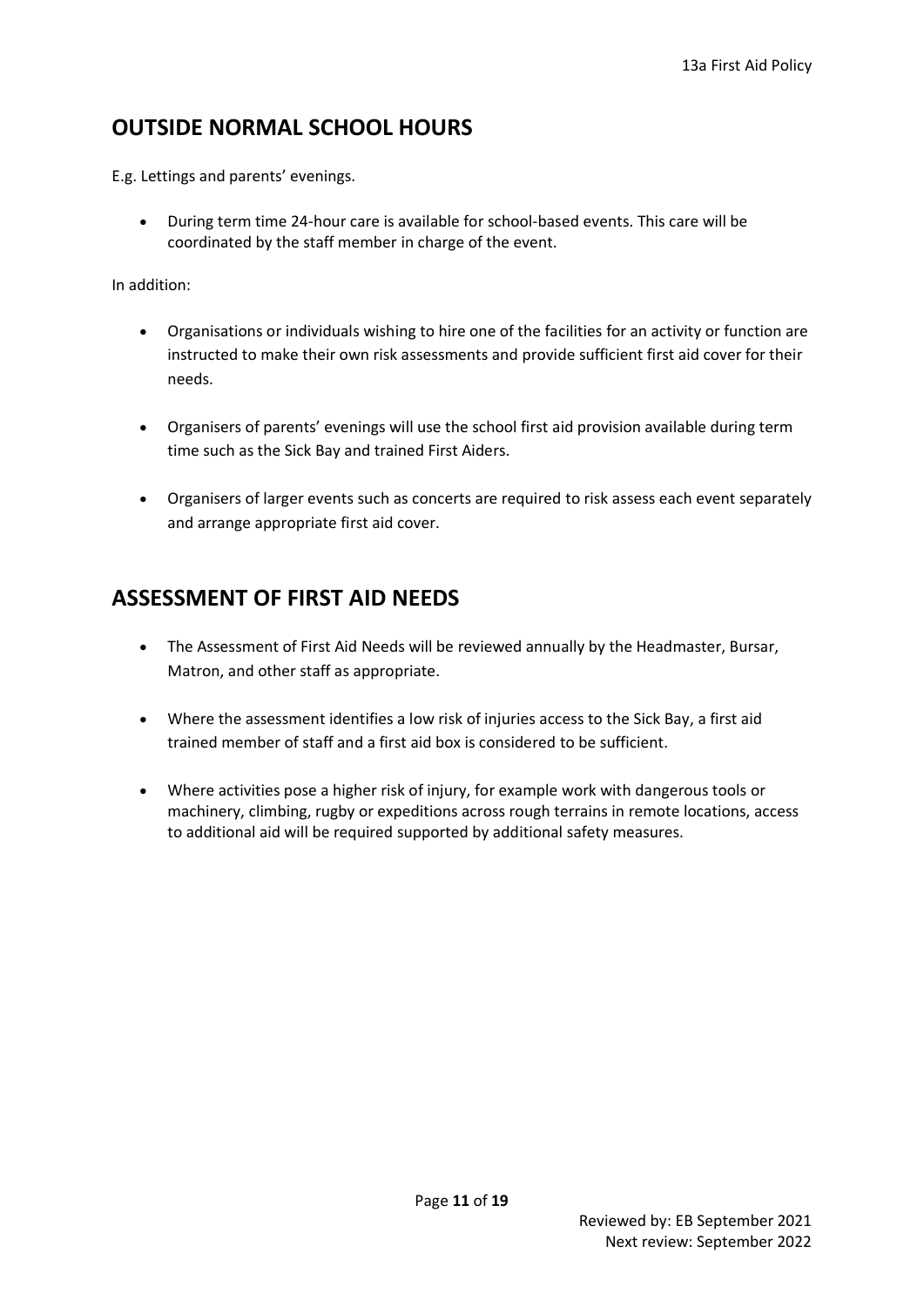## OUTSIDE NORMAL SCHOOL HOURS

E.g. Lettings and parents' evenings.

- During term time 24-hour care is available for school-based events. This care will be coordinated by the staff member in charge of the event.

In addition:

- Organisations or individuals wishing to hire one of the facilities for an activity or function are instructed to make their own risk assessments and provide sufficient first aid cover for their needs.

- Organisers of parents' evenings will use the school first aid provision available during term time such as the Sick Bay and trained First Aiders.

- Organisers of larger events such as concerts are required to risk assess each event separately and arrange appropriate first aid cover.

## ASSESSMENT OF FIRST AID NEEDS

- The Assessment of First Aid Needs will be reviewed annually by the Headmaster, Bursar, Matron, and other staff as appropriate.

- Where the assessment identifies a low risk of injuries access to the Sick Bay, a first aid trained member of staff and a first aid box is considered to be sufficient.

- Where activities pose a higher risk of injury, for example work with dangerous tools or machinery, climbing, rugby or expeditions across rough terrains in remote locations, access to additional aid will be required supported by additional safety measures.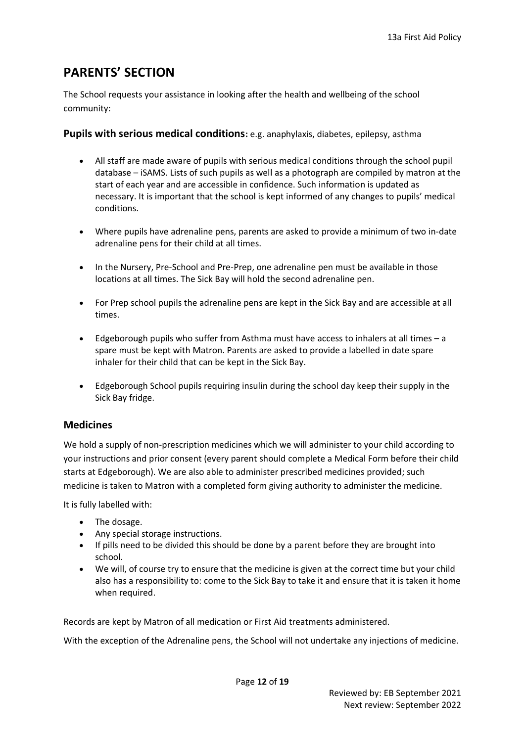# PARENTS' SECTION

The School requests your assistance in looking after the health and wellbeing of the school community:

### **Pupils with serious medical conditions:** e.g. anaphylaxis, diabetes, epilepsy, asthma

- All staff are made aware of pupils with serious medical conditions through the school pupil database – iSAMS. Lists of such pupils as well as a photograph are compiled by matron at the start of each year and are accessible in confidence. Such information is updated as necessary. It is important that the school is kept informed of any changes to pupils' medical conditions.
- Where pupils have adrenaline pens, parents are asked to provide a minimum of two in-date adrenaline pens for their child at all times.
- In the Nursery, Pre-School and Pre-Prep, one adrenaline pen must be available in those locations at all times. The Sick Bay will hold the second adrenaline pen.
- For Prep school pupils the adrenaline pens are kept in the Sick Bay and are accessible at all times.
- Edgeborough pupils who suffer from Asthma must have access to inhalers at all times – a spare must be kept with Matron. Parents are asked to provide a labelled in date spare inhaler for their child that can be kept in the Sick Bay.
- Edgeborough School pupils requiring insulin during the school day keep their supply in the Sick Bay fridge.

### Medicines

We hold a supply of non-prescription medicines which we will administer to your child according to your instructions and prior consent (every parent should complete a Medical Form before their child starts at Edgeborough). We are also able to administer prescribed medicines provided; such medicine is taken to Matron with a completed form giving authority to administer the medicine.

It is fully labelled with:

- The dosage.
- Any special storage instructions.
- If pills need to be divided this should be done by a parent before they are brought into school.
- We will, of course try to ensure that the medicine is given at the correct time but your child also has a responsibility to: come to the Sick Bay to take it and ensure that it is taken it home when required.

Records are kept by Matron of all medication or First Aid treatments administered.

With the exception of the Adrenaline pens, the School will not undertake any injections of medicine.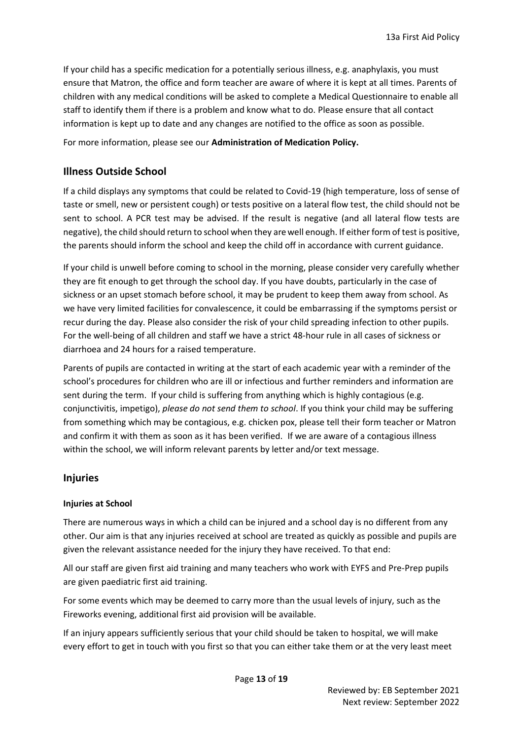If your child has a specific medication for a potentially serious illness, e.g. anaphylaxis, you must ensure that Matron, the office and form teacher are aware of where it is kept at all times. Parents of children with any medical conditions will be asked to complete a Medical Questionnaire to enable all staff to identify them if there is a problem and know what to do. Please ensure that all contact information is kept up to date and any changes are notified to the office as soon as possible.

For more information, please see our **Administration of Medication Policy.**

## Illness Outside School

If a child displays any symptoms that could be related to Covid-19 (high temperature, loss of sense of taste or smell, new or persistent cough) or tests positive on a lateral flow test, the child should not be sent to school. A PCR test may be advised. If the result is negative (and all lateral flow tests are negative), the child should return to school when they are well enough. If either form of test is positive, the parents should inform the school and keep the child off in accordance with current guidance.

If your child is unwell before coming to school in the morning, please consider very carefully whether they are fit enough to get through the school day. If you have doubts, particularly in the case of sickness or an upset stomach before school, it may be prudent to keep them away from school. As we have very limited facilities for convalescence, it could be embarrassing if the symptoms persist or recur during the day. Please also consider the risk of your child spreading infection to other pupils. For the well-being of all children and staff we have a strict 48-hour rule in all cases of sickness or diarrhoea and 24 hours for a raised temperature.

Parents of pupils are contacted in writing at the start of each academic year with a reminder of the school's procedures for children who are ill or infectious and further reminders and information are sent during the term. If your child is suffering from anything which is highly contagious (e.g. conjunctivitis, impetigo), *please do not send them to school*. If you think your child may be suffering from something which may be contagious, e.g. chicken pox, please tell their form teacher or Matron and confirm it with them as soon as it has been verified. If we are aware of a contagious illness within the school, we will inform relevant parents by letter and/or text message.

## Injuries

### Injuries at School

There are numerous ways in which a child can be injured and a school day is no different from any other. Our aim is that any injuries received at school are treated as quickly as possible and pupils are given the relevant assistance needed for the injury they have received. To that end:

All our staff are given first aid training and many teachers who work with EYFS and Pre-Prep pupils are given paediatric first aid training.

For some events which may be deemed to carry more than the usual levels of injury, such as the Fireworks evening, additional first aid provision will be available.

If an injury appears sufficiently serious that your child should be taken to hospital, we will make every effort to get in touch with you first so that you can either take them or at the very least meet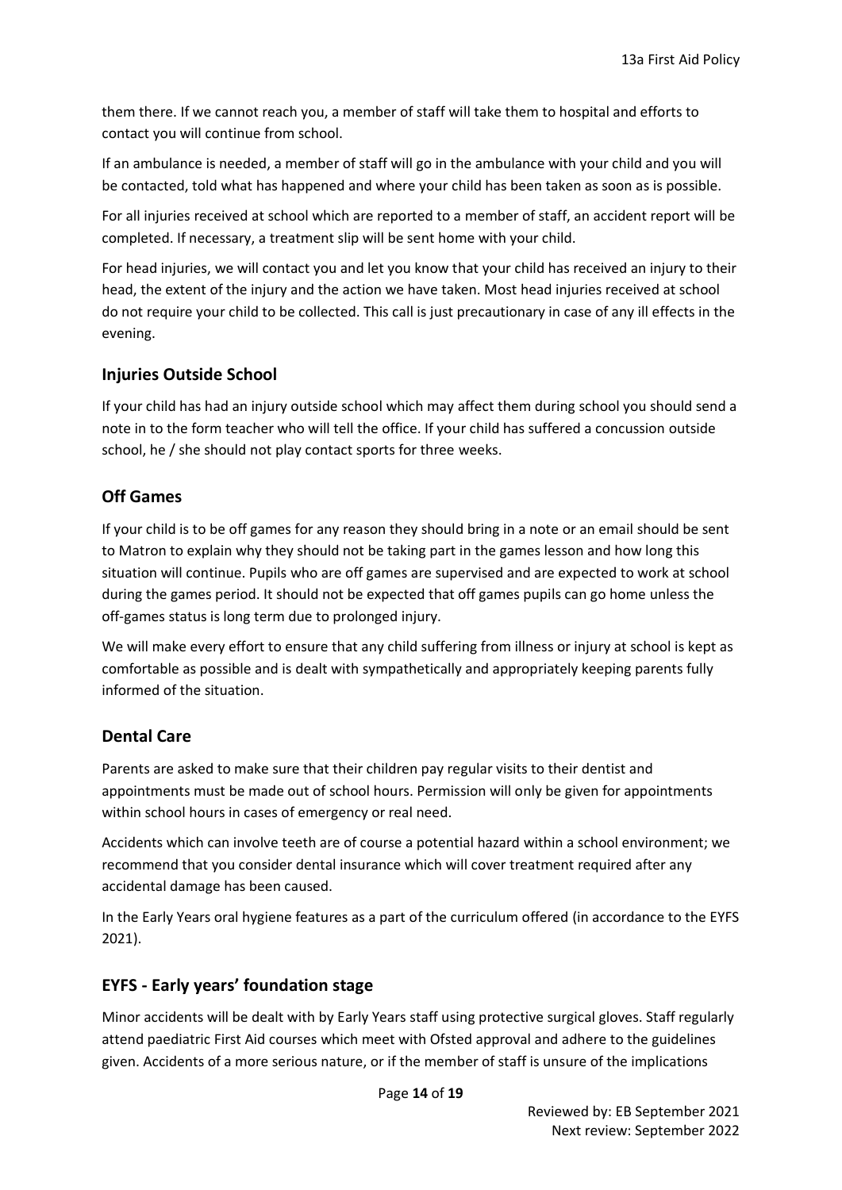them there. If we cannot reach you, a member of staff will take them to hospital and efforts to contact you will continue from school.

If an ambulance is needed, a member of staff will go in the ambulance with your child and you will be contacted, told what has happened and where your child has been taken as soon as is possible.

For all injuries received at school which are reported to a member of staff, an accident report will be completed. If necessary, a treatment slip will be sent home with your child.

For head injuries, we will contact you and let you know that your child has received an injury to their head, the extent of the injury and the action we have taken. Most head injuries received at school do not require your child to be collected. This call is just precautionary in case of any ill effects in the evening.

## Injuries Outside School

If your child has had an injury outside school which may affect them during school you should send a note in to the form teacher who will tell the office. If your child has suffered a concussion outside school, he / she should not play contact sports for three weeks.

## Off Games

If your child is to be off games for any reason they should bring in a note or an email should be sent to Matron to explain why they should not be taking part in the games lesson and how long this situation will continue. Pupils who are off games are supervised and are expected to work at school during the games period. It should not be expected that off games pupils can go home unless the off-games status is long term due to prolonged injury.

We will make every effort to ensure that any child suffering from illness or injury at school is kept as comfortable as possible and is dealt with sympathetically and appropriately keeping parents fully informed of the situation.

## Dental Care

Parents are asked to make sure that their children pay regular visits to their dentist and appointments must be made out of school hours. Permission will only be given for appointments within school hours in cases of emergency or real need.

Accidents which can involve teeth are of course a potential hazard within a school environment; we recommend that you consider dental insurance which will cover treatment required after any accidental damage has been caused.

In the Early Years oral hygiene features as a part of the curriculum offered (in accordance to the EYFS 2021).

## EYFS - Early years' foundation stage

Minor accidents will be dealt with by Early Years staff using protective surgical gloves. Staff regularly attend paediatric First Aid courses which meet with Ofsted approval and adhere to the guidelines given. Accidents of a more serious nature, or if the member of staff is unsure of the implications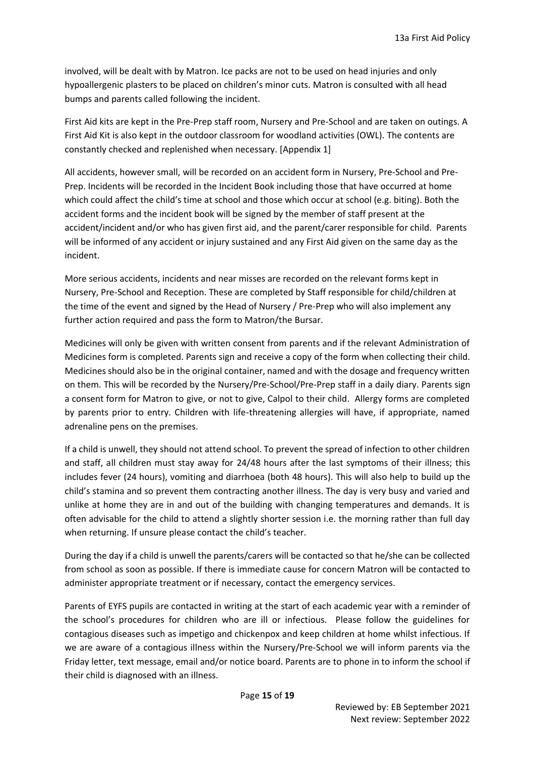involved, will be dealt with by Matron. Ice packs are not to be used on head injuries and only hypoallergenic plasters to be placed on children's minor cuts. Matron is consulted with all head bumps and parents called following the incident.

First Aid kits are kept in the Pre-Prep staff room, Nursery and Pre-School and are taken on outings. A First Aid Kit is also kept in the outdoor classroom for woodland activities (OWL). The contents are constantly checked and replenished when necessary. [Appendix 1]

All accidents, however small, will be recorded on an accident form in Nursery, Pre-School and Pre-Prep. Incidents will be recorded in the Incident Book including those that have occurred at home which could affect the child's time at school and those which occur at school (e.g. biting). Both the accident forms and the incident book will be signed by the member of staff present at the accident/incident and/or who has given first aid, and the parent/carer responsible for child. Parents will be informed of any accident or injury sustained and any First Aid given on the same day as the incident.

More serious accidents, incidents and near misses are recorded on the relevant forms kept in Nursery, Pre-School and Reception. These are completed by Staff responsible for child/children at the time of the event and signed by the Head of Nursery / Pre-Prep who will also implement any further action required and pass the form to Matron/the Bursar.

Medicines will only be given with written consent from parents and if the relevant Administration of Medicines form is completed. Parents sign and receive a copy of the form when collecting their child. Medicines should also be in the original container, named and with the dosage and frequency written on them. This will be recorded by the Nursery/Pre-School/Pre-Prep staff in a daily diary. Parents sign a consent form for Matron to give, or not to give, Calpol to their child. Allergy forms are completed by parents prior to entry. Children with life-threatening allergies will have, if appropriate, named adrenaline pens on the premises.

If a child is unwell, they should not attend school. To prevent the spread of infection to other children and staff, all children must stay away for 24/48 hours after the last symptoms of their illness; this includes fever (24 hours), vomiting and diarrhoea (both 48 hours). This will also help to build up the child's stamina and so prevent them contracting another illness. The day is very busy and varied and unlike at home they are in and out of the building with changing temperatures and demands. It is often advisable for the child to attend a slightly shorter session i.e. the morning rather than full day when returning. If unsure please contact the child's teacher.

During the day if a child is unwell the parents/carers will be contacted so that he/she can be collected from school as soon as possible. If there is immediate cause for concern Matron will be contacted to administer appropriate treatment or if necessary, contact the emergency services.

Parents of EYFS pupils are contacted in writing at the start of each academic year with a reminder of the school's procedures for children who are ill or infectious. Please follow the guidelines for contagious diseases such as impetigo and chickenpox and keep children at home whilst infectious. If we are aware of a contagious illness within the Nursery/Pre-School we will inform parents via the Friday letter, text message, email and/or notice board. Parents are to phone in to inform the school if their child is diagnosed with an illness.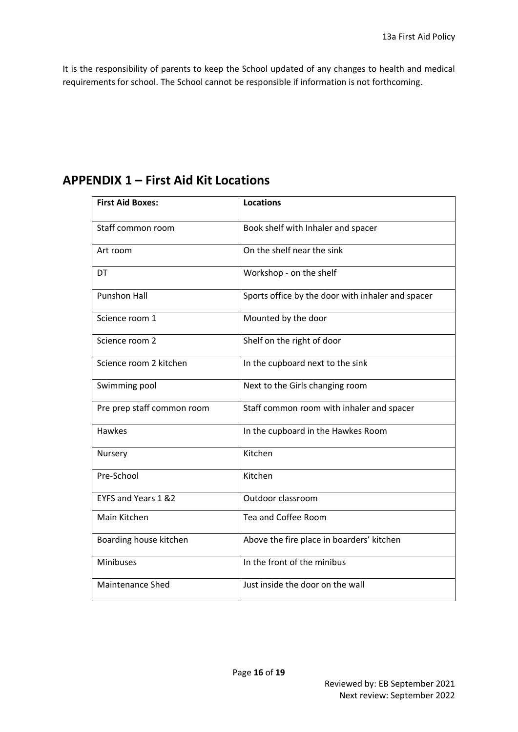It is the responsibility of parents to keep the School updated of any changes to health and medical requirements for school. The School cannot be responsible if information is not forthcoming.

## APPENDIX 1 – First Aid Kit Locations

| **First Aid Boxes:** | **Locations** |
|---|---|
| Staff common room | Book shelf with Inhaler and spacer |
| Art room | On the shelf near the sink |
| DT | Workshop - on the shelf |
| Punshon Hall | Sports office by the door with inhaler and spacer |
| Science room 1 | Mounted by the door |
| Science room 2 | Shelf on the right of door |
| Science room 2 kitchen | In the cupboard next to the sink |
| Swimming pool | Next to the Girls changing room |
| Pre prep staff common room | Staff common room with inhaler and spacer |
| Hawkes | In the cupboard in the Hawkes Room |
| Nursery | Kitchen |
| Pre-School | Kitchen |
| EYFS and Years 1 &2 | Outdoor classroom |
| Main Kitchen | Tea and Coffee Room |
| Boarding house kitchen | Above the fire place in boarders' kitchen |
| Minibuses | In the front of the minibus |
| Maintenance Shed | Just inside the door on the wall |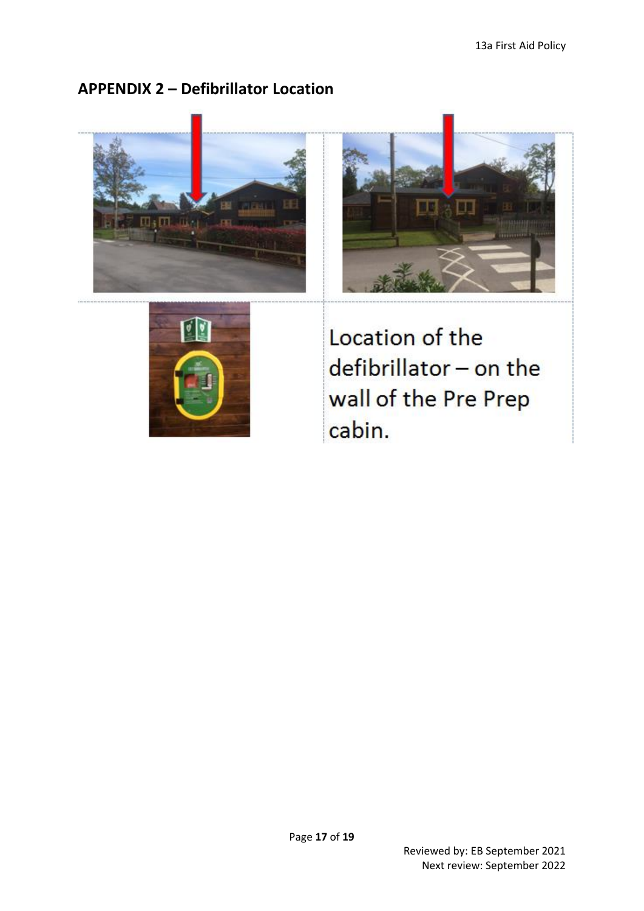## APPENDIX 2 – Defibrillator Location

Location of the defibrillator – on the wall of the Pre Prep cabin.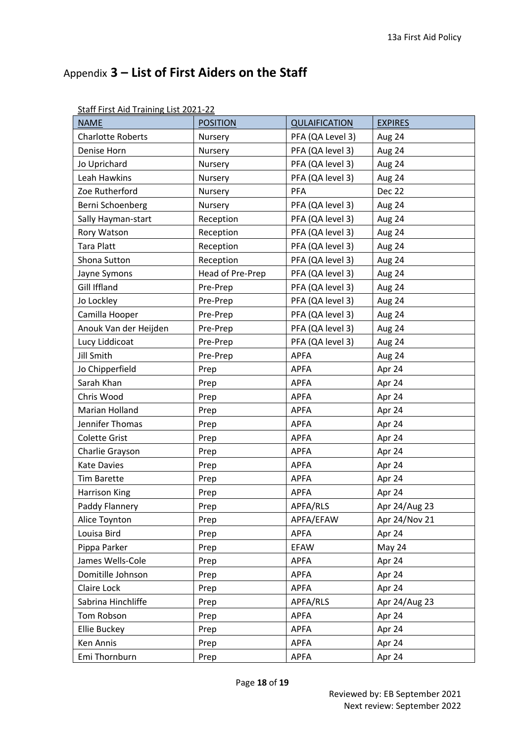# Appendix **3 – List of First Aiders on the Staff**

Staff First Aid Training List 2021-22

| NAME | POSITION | QULAIFICATION | EXPIRES |
|---|---|---|---|
| Charlotte Roberts | Nursery | PFA (QA Level 3) | Aug 24 |
| Denise Horn | Nursery | PFA (QA level 3) | Aug 24 |
| Jo Uprichard | Nursery | PFA (QA level 3) | Aug 24 |
| Leah Hawkins | Nursery | PFA (QA level 3) | Aug 24 |
| Zoe Rutherford | Nursery | PFA | Dec 22 |
| Berni Schoenberg | Nursery | PFA (QA level 3) | Aug 24 |
| Sally Hayman-start | Reception | PFA (QA level 3) | Aug 24 |
| Rory Watson | Reception | PFA (QA level 3) | Aug 24 |
| Tara Platt | Reception | PFA (QA level 3) | Aug 24 |
| Shona Sutton | Reception | PFA (QA level 3) | Aug 24 |
| Jayne Symons | Head of Pre-Prep | PFA (QA level 3) | Aug 24 |
| Gill Iffland | Pre-Prep | PFA (QA level 3) | Aug 24 |
| Jo Lockley | Pre-Prep | PFA (QA level 3) | Aug 24 |
| Camilla Hooper | Pre-Prep | PFA (QA level 3) | Aug 24 |
| Anouk Van der Heijden | Pre-Prep | PFA (QA level 3) | Aug 24 |
| Lucy Liddicoat | Pre-Prep | PFA (QA level 3) | Aug 24 |
| Jill Smith | Pre-Prep | APFA | Aug 24 |
| Jo Chipperfield | Prep | APFA | Apr 24 |
| Sarah Khan | Prep | APFA | Apr 24 |
| Chris Wood | Prep | APFA | Apr 24 |
| Marian Holland | Prep | APFA | Apr 24 |
| Jennifer Thomas | Prep | APFA | Apr 24 |
| Colette Grist | Prep | APFA | Apr 24 |
| Charlie Grayson | Prep | APFA | Apr 24 |
| Kate Davies | Prep | APFA | Apr 24 |
| Tim Barette | Prep | APFA | Apr 24 |
| Harrison King | Prep | APFA | Apr 24 |
| Paddy Flannery | Prep | APFA/RLS | Apr 24/Aug 23 |
| Alice Toynton | Prep | APFA/EFAW | Apr 24/Nov 21 |
| Louisa Bird | Prep | APFA | Apr 24 |
| Pippa Parker | Prep | EFAW | May 24 |
| James Wells-Cole | Prep | APFA | Apr 24 |
| Domitille Johnson | Prep | APFA | Apr 24 |
| Claire Lock | Prep | APFA | Apr 24 |
| Sabrina Hinchliffe | Prep | APFA/RLS | Apr 24/Aug 23 |
| Tom Robson | Prep | APFA | Apr 24 |
| Ellie Buckey | Prep | APFA | Apr 24 |
| Ken Annis | Prep | APFA | Apr 24 |
| Emi Thornburn | Prep | APFA | Apr 24 |

Reviewed by: EB September 2021
Next review: September 2022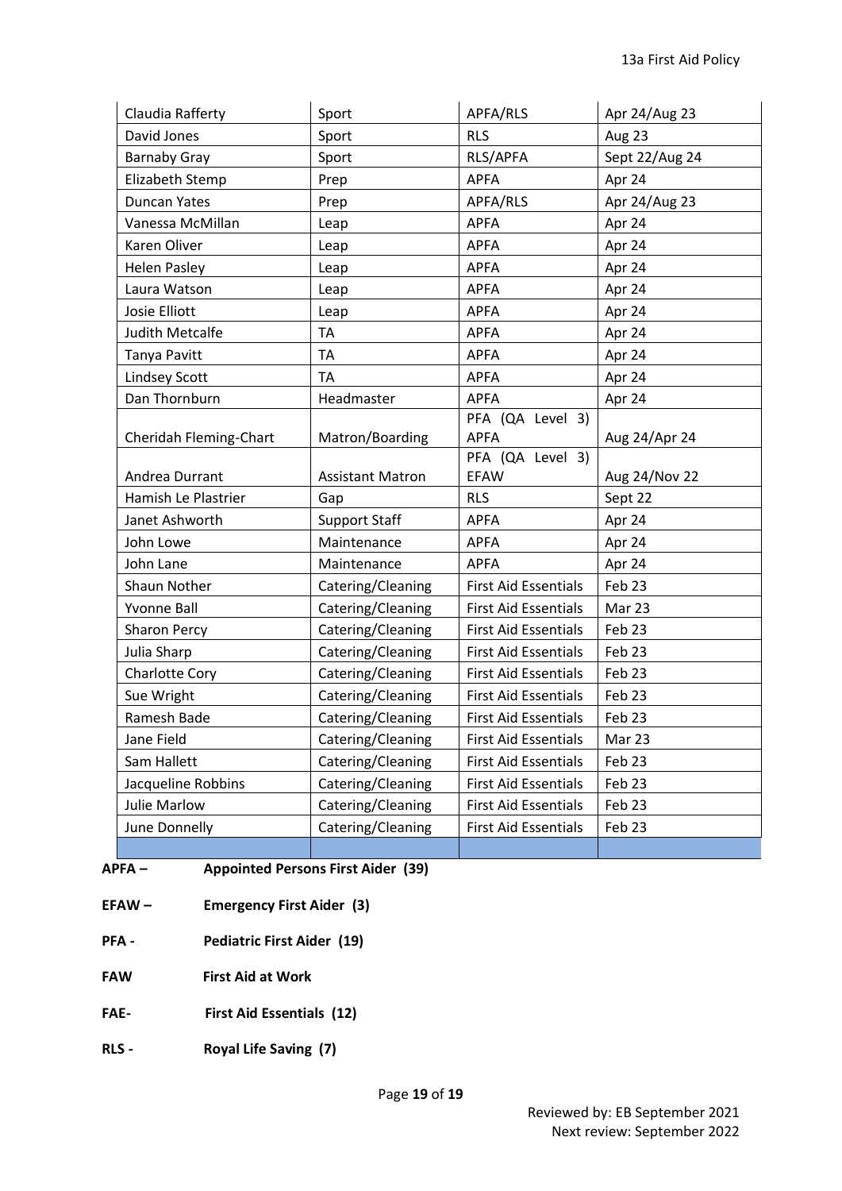| | | | |
|---|---|---|---|
| Claudia Rafferty | Sport | APFA/RLS | Apr 24/Aug 23 |
| David Jones | Sport | RLS | Aug 23 |
| Barnaby Gray | Sport | RLS/APFA | Sept 22/Aug 24 |
| Elizabeth Stemp | Prep | APFA | Apr 24 |
| Duncan Yates | Prep | APFA/RLS | Apr 24/Aug 23 |
| Vanessa McMillan | Leap | APFA | Apr 24 |
| Karen Oliver | Leap | APFA | Apr 24 |
| Helen Pasley | Leap | APFA | Apr 24 |
| Laura Watson | Leap | APFA | Apr 24 |
| Josie Elliott | Leap | APFA | Apr 24 |
| Judith Metcalfe | TA | APFA | Apr 24 |
| Tanya Pavitt | TA | APFA | Apr 24 |
| Lindsey Scott | TA | APFA | Apr 24 |
| Dan Thornburn | Headmaster | APFA | Apr 24 |
| Cheridah Fleming-Chart | Matron/Boarding | PFA (QA Level 3) APFA | Aug 24/Apr 24 |
| Andrea Durrant | Assistant Matron | PFA (QA Level 3) EFAW | Aug 24/Nov 22 |
| Hamish Le Plastrier | Gap | RLS | Sept 22 |
| Janet Ashworth | Support Staff | APFA | Apr 24 |
| John Lowe | Maintenance | APFA | Apr 24 |
| John Lane | Maintenance | APFA | Apr 24 |
| Shaun Nother | Catering/Cleaning | First Aid Essentials | Feb 23 |
| Yvonne Ball | Catering/Cleaning | First Aid Essentials | Mar 23 |
| Sharon Percy | Catering/Cleaning | First Aid Essentials | Feb 23 |
| Julia Sharp | Catering/Cleaning | First Aid Essentials | Feb 23 |
| Charlotte Cory | Catering/Cleaning | First Aid Essentials | Feb 23 |
| Sue Wright | Catering/Cleaning | First Aid Essentials | Feb 23 |
| Ramesh Bade | Catering/Cleaning | First Aid Essentials | Feb 23 |
| Jane Field | Catering/Cleaning | First Aid Essentials | Mar 23 |
| Sam Hallett | Catering/Cleaning | First Aid Essentials | Feb 23 |
| Jacqueline Robbins | Catering/Cleaning | First Aid Essentials | Feb 23 |
| Julie Marlow | Catering/Cleaning | First Aid Essentials | Feb 23 |
| June Donnelly | Catering/Cleaning | First Aid Essentials | Feb 23 |
| | | | |

**APFA –** **Appointed Persons First Aider (39)**

**EFAW –** **Emergency First Aider (3)**

**PFA -** **Pediatric First Aider (19)**

**FAW** **First Aid at Work**

**FAE-** **First Aid Essentials (12)**

**RLS -** **Royal Life Saving (7)**

Reviewed by: EB September 2021
Next review: September 2022